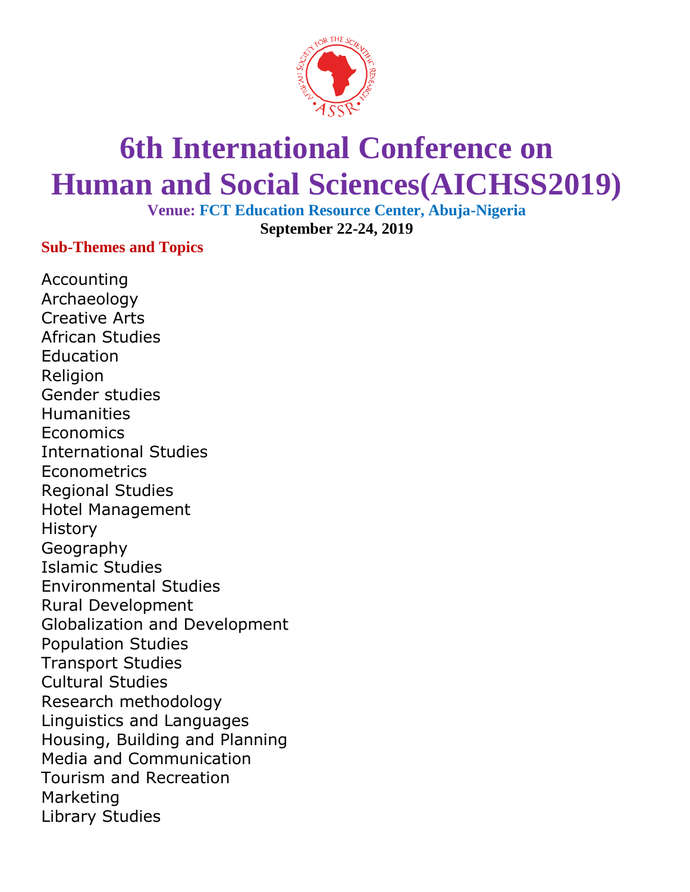# 6th International Conference on Human and Social Sciences(AICHSS2019)

**Venue: FCT Education Resource Center, Abuja-Nigeria**

**September 22-24, 2019**

**Sub-Themes and Topics**

Accounting
Archaeology
Creative Arts
African Studies
Education
Religion
Gender studies
Humanities
Economics
International Studies
Econometrics
Regional Studies
Hotel Management
History
Geography
Islamic Studies
Environmental Studies
Rural Development
Globalization and Development
Population Studies
Transport Studies
Cultural Studies
Research methodology
Linguistics and Languages
Housing, Building and Planning
Media and Communication
Tourism and Recreation
Marketing
Library Studies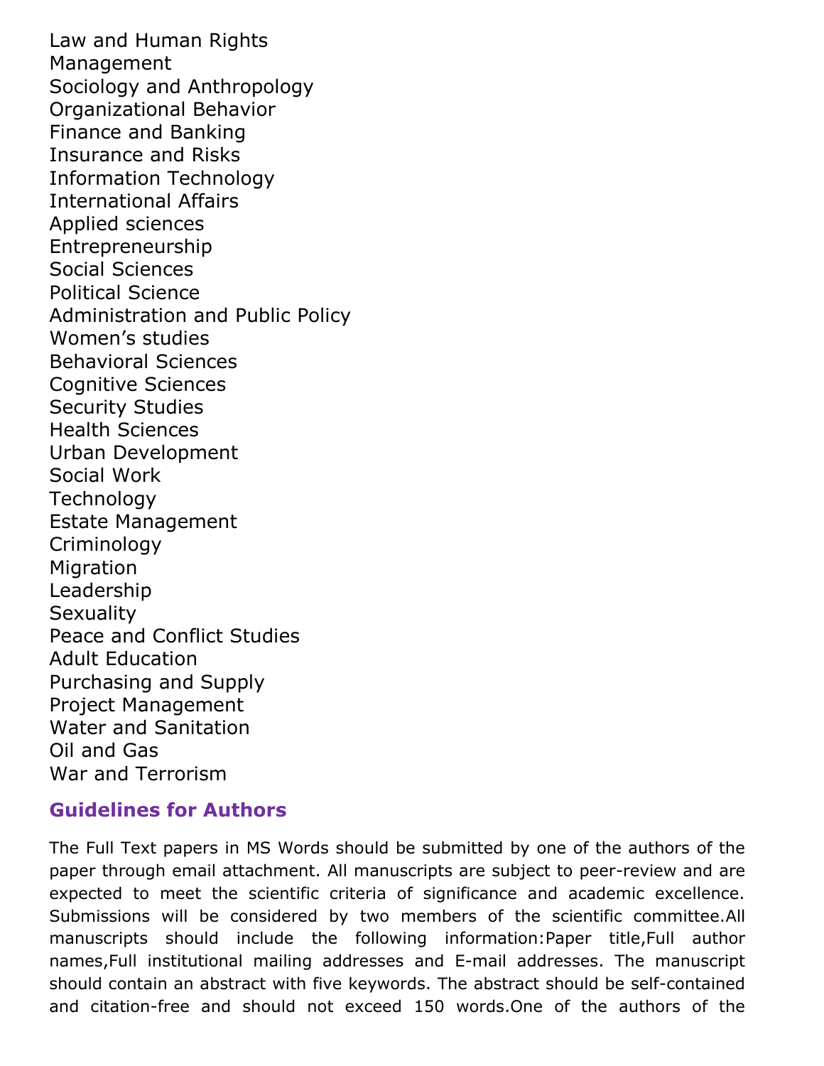Law and Human Rights
Management
Sociology and Anthropology
Organizational Behavior
Finance and Banking
Insurance and Risks
Information Technology
International Affairs
Applied sciences
Entrepreneurship
Social Sciences
Political Science
Administration and Public Policy
Women's studies
Behavioral Sciences
Cognitive Sciences
Security Studies
Health Sciences
Urban Development
Social Work
Technology
Estate Management
Criminology
Migration
Leadership
Sexuality
Peace and Conflict Studies
Adult Education
Purchasing and Supply
Project Management
Water and Sanitation
Oil and Gas
War and Terrorism

## Guidelines for Authors

The Full Text papers in MS Words should be submitted by one of the authors of the paper through email attachment. All manuscripts are subject to peer-review and are expected to meet the scientific criteria of significance and academic excellence. Submissions will be considered by two members of the scientific committee.All manuscripts should include the following information:Paper title,Full author names,Full institutional mailing addresses and E-mail addresses. The manuscript should contain an abstract with five keywords. The abstract should be self-contained and citation-free and should not exceed 150 words.One of the authors of the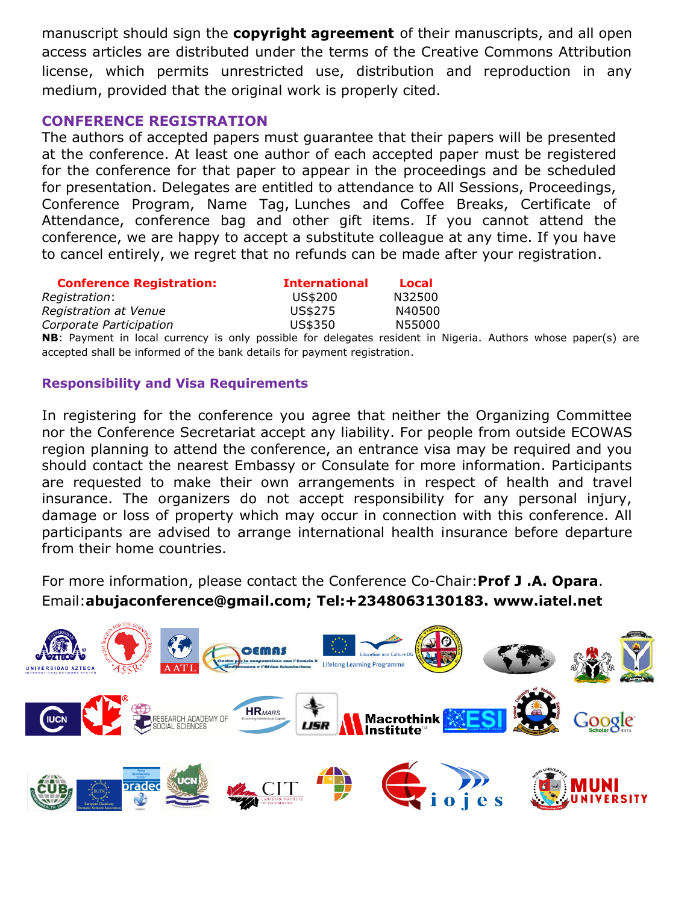manuscript should sign the **copyright agreement** of their manuscripts, and all open access articles are distributed under the terms of the Creative Commons Attribution license, which permits unrestricted use, distribution and reproduction in any medium, provided that the original work is properly cited.

## CONFERENCE REGISTRATION

The authors of accepted papers must guarantee that their papers will be presented at the conference. At least one author of each accepted paper must be registered for the conference for that paper to appear in the proceedings and be scheduled for presentation. Delegates are entitled to attendance to All Sessions, Proceedings, Conference Program, Name Tag, Lunches and Coffee Breaks, Certificate of Attendance, conference bag and other gift items. If you cannot attend the conference, we are happy to accept a substitute colleague at any time. If you have to cancel entirely, we regret that no refunds can be made after your registration.

| Conference Registration: | International | Local |
|---|---|---|
| *Registration*: | US$200 | N32500 |
| *Registration at Venue* | US$275 | N40500 |
| *Corporate Participation* | US$350 | N55000 |

**NB**: Payment in local currency is only possible for delegates resident in Nigeria. Authors whose paper(s) are accepted shall be informed of the bank details for payment registration.

### Responsibility and Visa Requirements

In registering for the conference you agree that neither the Organizing Committee nor the Conference Secretariat accept any liability. For people from outside ECOWAS region planning to attend the conference, an entrance visa may be required and you should contact the nearest Embassy or Consulate for more information. Participants are requested to make their own arrangements in respect of health and travel insurance. The organizers do not accept responsibility for any personal injury, damage or loss of property which may occur in connection with this conference. All participants are advised to arrange international health insurance before departure from their home countries.

For more information, please contact the Conference Co-Chair:**Prof J .A. Opara**. Email:**abujaconference@gmail.com; Tel:+2348063130183. www.iatel.net**